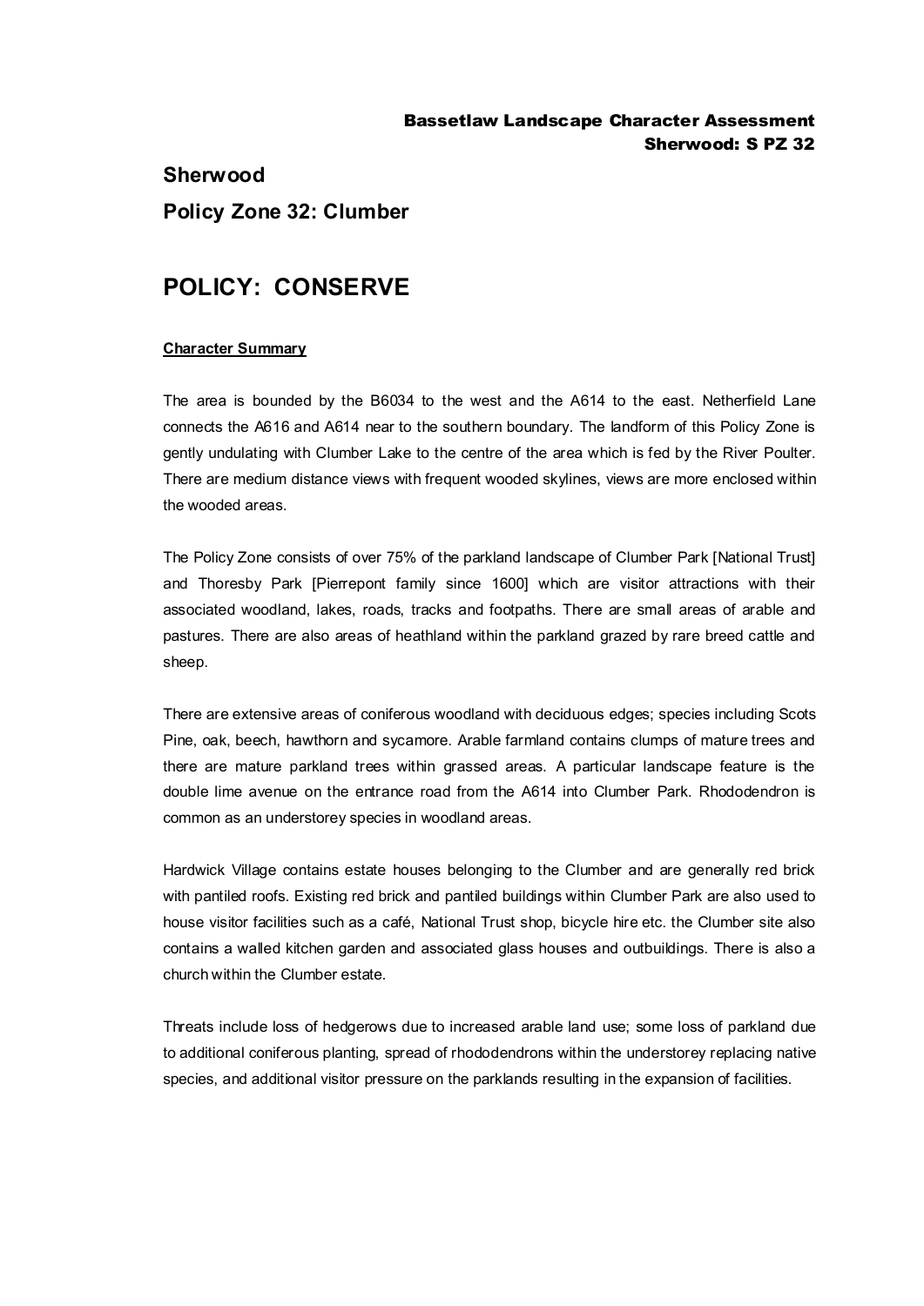# Sherwood

## Policy Zone 32: Clumber

# POLICY: CONSERVE

**Character Summary**

The area is bounded by the B6034 to the west and the A614 to the east. Netherfield Lane connects the A616 and A614 near to the southern boundary. The landform of this Policy Zone is gently undulating with Clumber Lake to the centre of the area which is fed by the River Poulter. There are medium distance views with frequent wooded skylines, views are more enclosed within the wooded areas.

The Policy Zone consists of over 75% of the parkland landscape of Clumber Park [National Trust] and Thoresby Park [Pierrepont family since 1600] which are visitor attractions with their associated woodland, lakes, roads, tracks and footpaths. There are small areas of arable and pastures. There are also areas of heathland within the parkland grazed by rare breed cattle and sheep.

There are extensive areas of coniferous woodland with deciduous edges; species including Scots Pine, oak, beech, hawthorn and sycamore. Arable farmland contains clumps of mature trees and there are mature parkland trees within grassed areas. A particular landscape feature is the double lime avenue on the entrance road from the A614 into Clumber Park. Rhododendron is common as an understorey species in woodland areas.

Hardwick Village contains estate houses belonging to the Clumber and are generally red brick with pantiled roofs. Existing red brick and pantiled buildings within Clumber Park are also used to house visitor facilities such as a café, National Trust shop, bicycle hire etc. the Clumber site also contains a walled kitchen garden and associated glass houses and outbuildings. There is also a church within the Clumber estate.

Threats include loss of hedgerows due to increased arable land use; some loss of parkland due to additional coniferous planting, spread of rhododendrons within the understorey replacing native species, and additional visitor pressure on the parklands resulting in the expansion of facilities.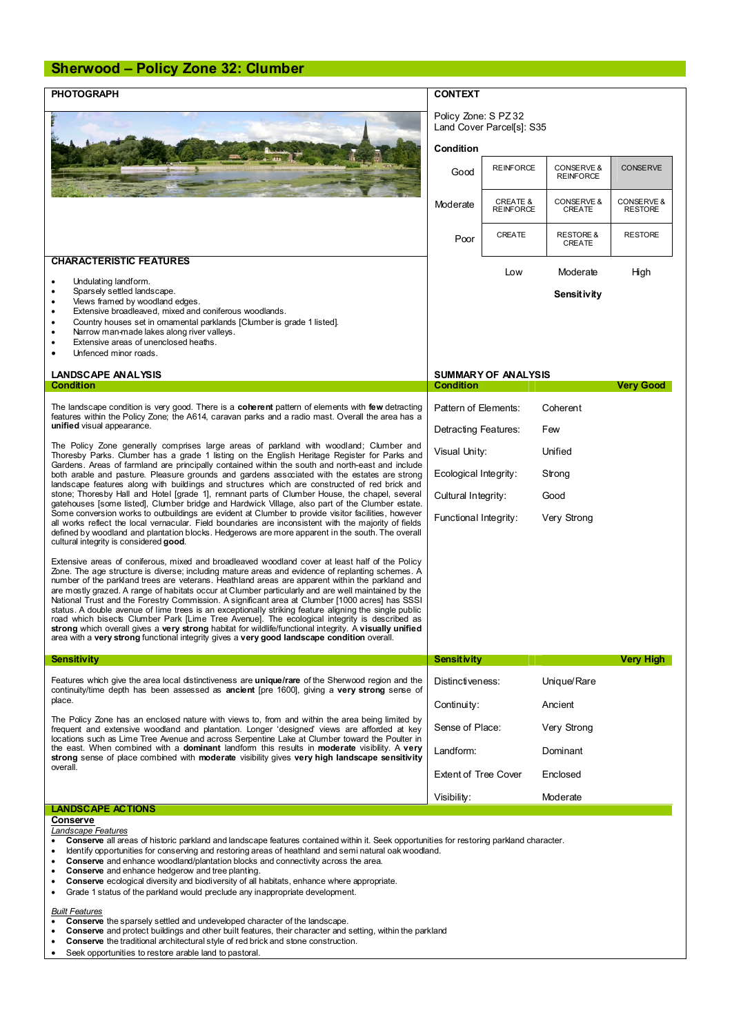# Sherwood – Policy Zone 32: Clumber

## PHOTOGRAPH

## CONTEXT

Policy Zone: S PZ 32
Land Cover Parcel[s]: S35

**Condition**

| | | | |
|---|---|---|---|
| Good | REINFORCE | CONSERVE & REINFORCE | CONSERVE |
| Moderate | CREATE & REINFORCE | CONSERVE & CREATE | CONSERVE & RESTORE |
| Poor | CREATE | RESTORE & CREATE | RESTORE |
| | Low | Moderate | High |

**Sensitivity**

## CHARACTERISTIC FEATURES

- Undulating landform.
- Sparsely settled landscape.
- Views framed by woodland edges.
- Extensive broadleaved, mixed and coniferous woodlands.
- Country houses set in ornamental parklands [Clumber is grade 1 listed].
- Narrow man-made lakes along river valleys.
- Extensive areas of unenclosed heaths.
- Unfenced minor roads.

## LANDSCAPE ANALYSIS

### Condition

The landscape condition is very good. There is a **coherent** pattern of elements with **few** detracting features within the Policy Zone; the A614, caravan parks and a radio mast. Overall the area has a **unified** visual appearance.

The Policy Zone generally comprises large areas of parkland with woodland; Clumber and Thoresby Parks. Clumber has a grade 1 listing on the English Heritage Register for Parks and Gardens. Areas of farmland are principally contained within the south and north-east and include both arable and pasture. Pleasure grounds and gardens associated with the estates are strong landscape features along with buildings and structures which are constructed of red brick and stone; Thoresby Hall and Hotel [grade 1], remnant parts of Clumber House, the chapel, several gatehouses [some listed], Clumber bridge and Hardwick Village, also part of the Clumber estate. Some conversion works to outbuildings are evident at Clumber to provide visitor facilities, however all works reflect the local vernacular. Field boundaries are inconsistent with the majority of fields defined by woodland and plantation blocks. Hedgerows are more apparent in the south. The overall cultural integrity is considered **good**.

Extensive areas of coniferous, mixed and broadleaved woodland cover at least half of the Policy Zone. The age structure is diverse; including mature areas and evidence of replanting schemes. A number of the parkland trees are veterans. Heathland areas are apparent within the parkland and are mostly grazed. A range of habitats occur at Clumber particularly and are well maintained by the National Trust and the Forestry Commission. A significant area at Clumber [1000 acres] has SSSI status. A double avenue of lime trees is an exceptionally striking feature aligning the single public road which bisects Clumber Park [Lime Tree Avenue]. The ecological integrity is described as **strong** which overall gives a **very strong** habitat for wildlife/functional integrity. A **visually unified** area with a **very strong** functional integrity gives a **very good landscape condition** overall.

## SUMMARY OF ANALYSIS

| Condition | Very Good |
|---|---|
| Pattern of Elements: | Coherent |
| Detracting Features: | Few |
| Visual Unity: | Unified |
| Ecological Integrity: | Strong |
| Cultural Integrity: | Good |
| Functional Integrity: | Very Strong |

### Sensitivity

Features which give the area local distinctiveness are **unique/rare** of the Sherwood region and the continuity/time depth has been assessed as **ancient** [pre 1600], giving a **very strong** sense of place.

The Policy Zone has an enclosed nature with views to, from and within the area being limited by frequent and extensive woodland and plantation. Longer 'designed' views are afforded at key locations such as Lime Tree Avenue and across Serpentine Lake at Clumber toward the Poulter in the east. When combined with a **dominant** landform this results in **moderate** visibility. A **very strong** sense of place combined with **moderate** visibility gives **very high landscape sensitivity** overall.

| Sensitivity | Very High |
|---|---|
| Distinctiveness: | Unique/Rare |
| Continuity: | Ancient |
| Sense of Place: | Very Strong |
| Landform: | Dominant |
| Extent of Tree Cover | Enclosed |
| Visibility: | Moderate |

## LANDSCAPE ACTIONS

**Conserve**

*Landscape Features*

- **Conserve** all areas of historic parkland and landscape features contained within it. Seek opportunities for restoring parkland character.
- Identify opportunities for conserving and restoring areas of heathland and semi natural oak woodland.
- **Conserve** and enhance woodland/plantation blocks and connectivity across the area.
- **Conserve** and enhance hedgerow and tree planting.
- **Conserve** ecological diversity and biodiversity of all habitats, enhance where appropriate.
- Grade 1 status of the parkland would preclude any inappropriate development.

*Built Features*

- **Conserve** the sparsely settled and undeveloped character of the landscape.
- **Conserve** and protect buildings and other built features, their character and setting, within the parkland
- **Conserve** the traditional architectural style of red brick and stone construction.
- Seek opportunities to restore arable land to pastoral.